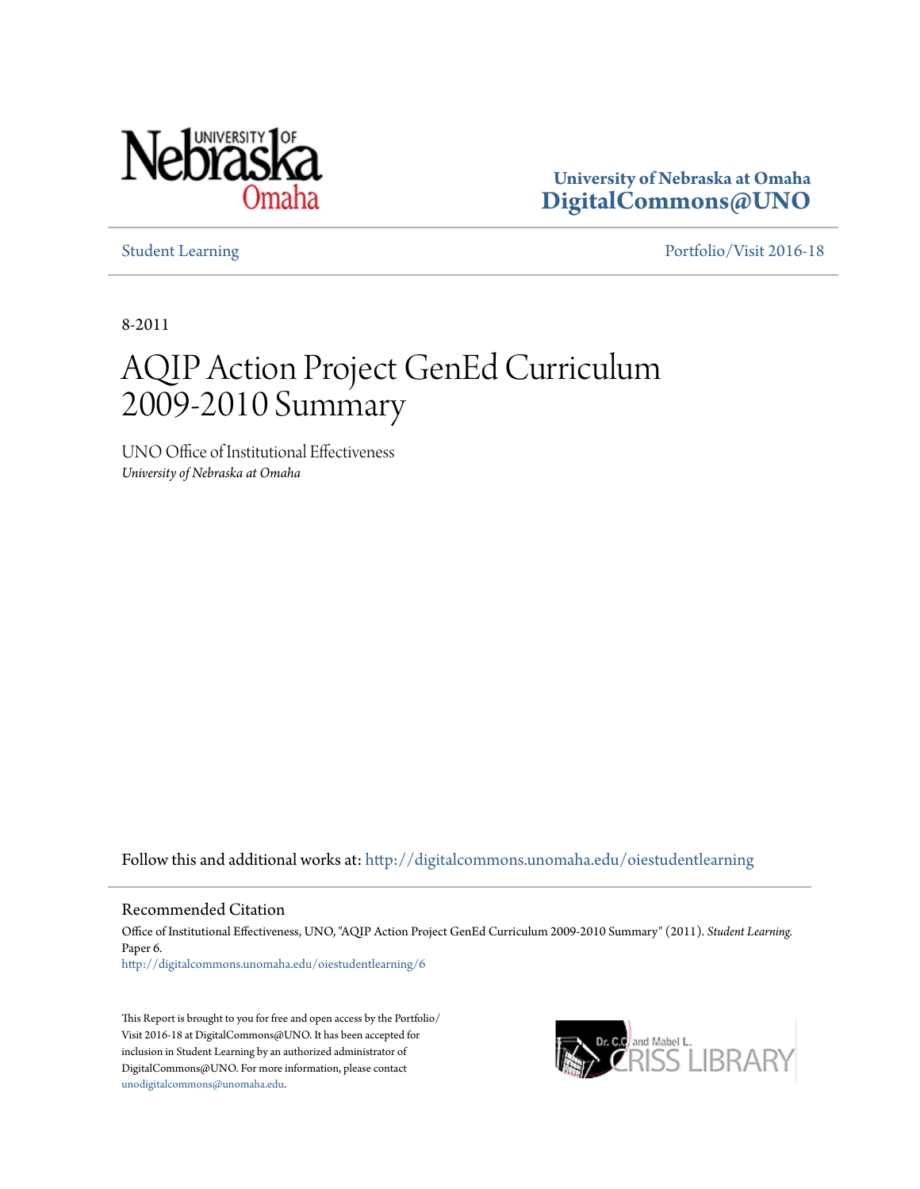University of Nebraska at Omaha
**DigitalCommons@UNO**

Student Learning

Portfolio/Visit 2016-18

8-2011

# AQIP Action Project GenEd Curriculum 2009-2010 Summary

UNO Office of Institutional Effectiveness
*University of Nebraska at Omaha*

Follow this and additional works at: http://digitalcommons.unomaha.edu/oiestudentlearning

## Recommended Citation

Office of Institutional Effectiveness, UNO, "AQIP Action Project GenEd Curriculum 2009-2010 Summary" (2011). *Student Learning*. Paper 6.
http://digitalcommons.unomaha.edu/oiestudentlearning/6

This Report is brought to you for free and open access by the Portfolio/Visit 2016-18 at DigitalCommons@UNO. It has been accepted for inclusion in Student Learning by an authorized administrator of DigitalCommons@UNO. For more information, please contact unodigitalcommons@unomaha.edu.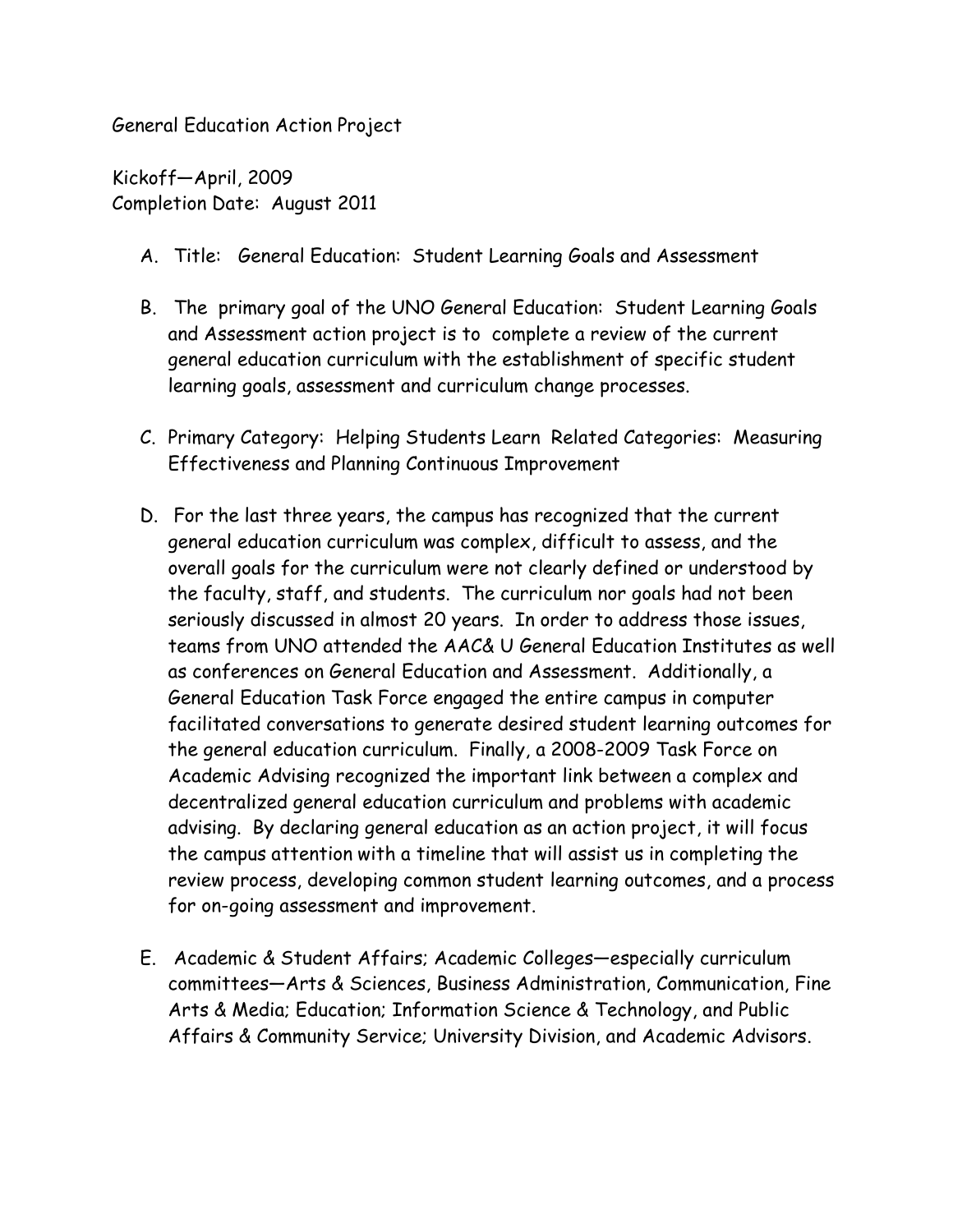General Education Action Project

Kickoff—April, 2009
Completion Date: August 2011

A. Title: General Education: Student Learning Goals and Assessment

B. The primary goal of the UNO General Education: Student Learning Goals and Assessment action project is to complete a review of the current general education curriculum with the establishment of specific student learning goals, assessment and curriculum change processes.

C. Primary Category: Helping Students Learn Related Categories: Measuring Effectiveness and Planning Continuous Improvement

D. For the last three years, the campus has recognized that the current general education curriculum was complex, difficult to assess, and the overall goals for the curriculum were not clearly defined or understood by the faculty, staff, and students. The curriculum nor goals had not been seriously discussed in almost 20 years. In order to address those issues, teams from UNO attended the AAC& U General Education Institutes as well as conferences on General Education and Assessment. Additionally, a General Education Task Force engaged the entire campus in computer facilitated conversations to generate desired student learning outcomes for the general education curriculum. Finally, a 2008-2009 Task Force on Academic Advising recognized the important link between a complex and decentralized general education curriculum and problems with academic advising. By declaring general education as an action project, it will focus the campus attention with a timeline that will assist us in completing the review process, developing common student learning outcomes, and a process for on-going assessment and improvement.

E. Academic & Student Affairs; Academic Colleges—especially curriculum committees—Arts & Sciences, Business Administration, Communication, Fine Arts & Media; Education; Information Science & Technology, and Public Affairs & Community Service; University Division, and Academic Advisors.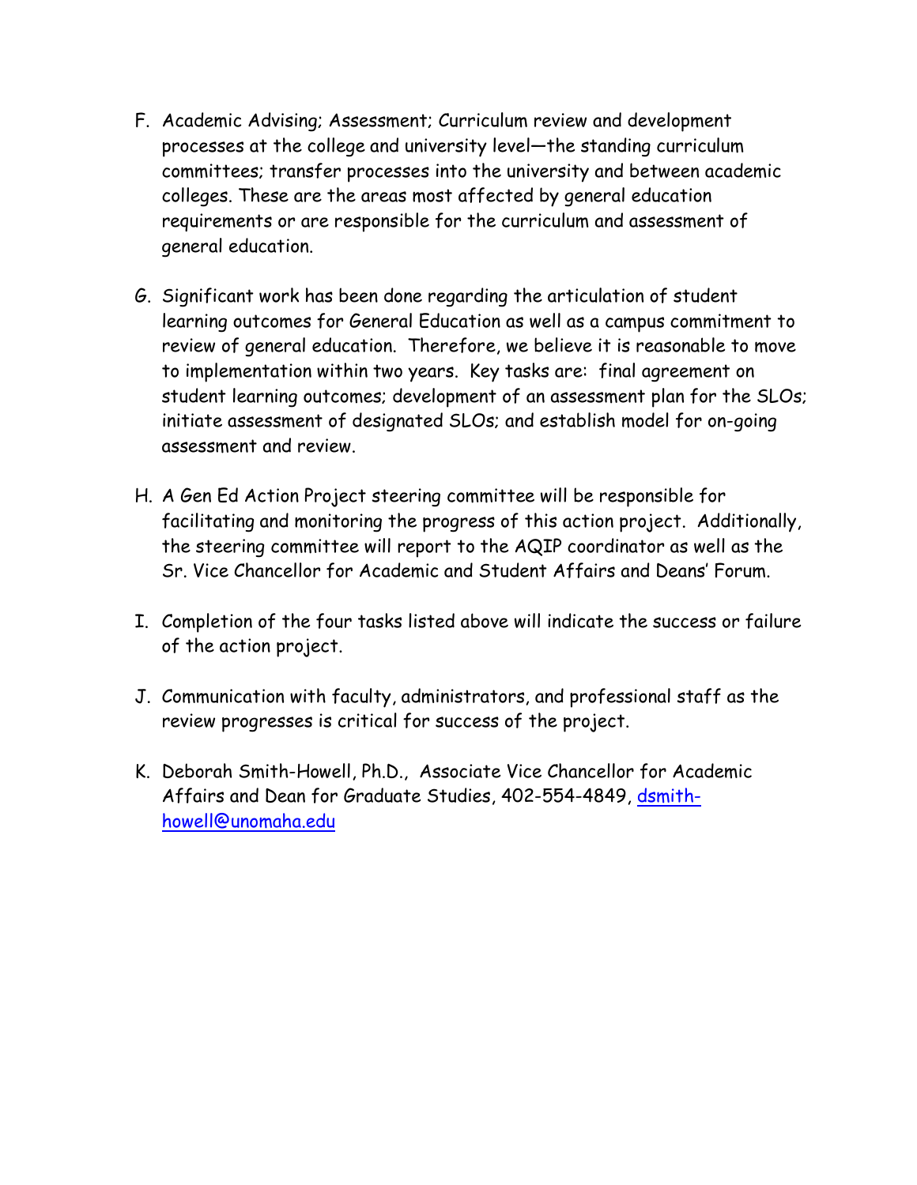F. Academic Advising; Assessment; Curriculum review and development processes at the college and university level—the standing curriculum committees; transfer processes into the university and between academic colleges. These are the areas most affected by general education requirements or are responsible for the curriculum and assessment of general education.

G. Significant work has been done regarding the articulation of student learning outcomes for General Education as well as a campus commitment to review of general education. Therefore, we believe it is reasonable to move to implementation within two years. Key tasks are: final agreement on student learning outcomes; development of an assessment plan for the SLOs; initiate assessment of designated SLOs; and establish model for on-going assessment and review.

H. A Gen Ed Action Project steering committee will be responsible for facilitating and monitoring the progress of this action project. Additionally, the steering committee will report to the AQIP coordinator as well as the Sr. Vice Chancellor for Academic and Student Affairs and Deans' Forum.

I. Completion of the four tasks listed above will indicate the success or failure of the action project.

J. Communication with faculty, administrators, and professional staff as the review progresses is critical for success of the project.

K. Deborah Smith-Howell, Ph.D., Associate Vice Chancellor for Academic Affairs and Dean for Graduate Studies, 402-554-4849, dsmith-howell@unomaha.edu